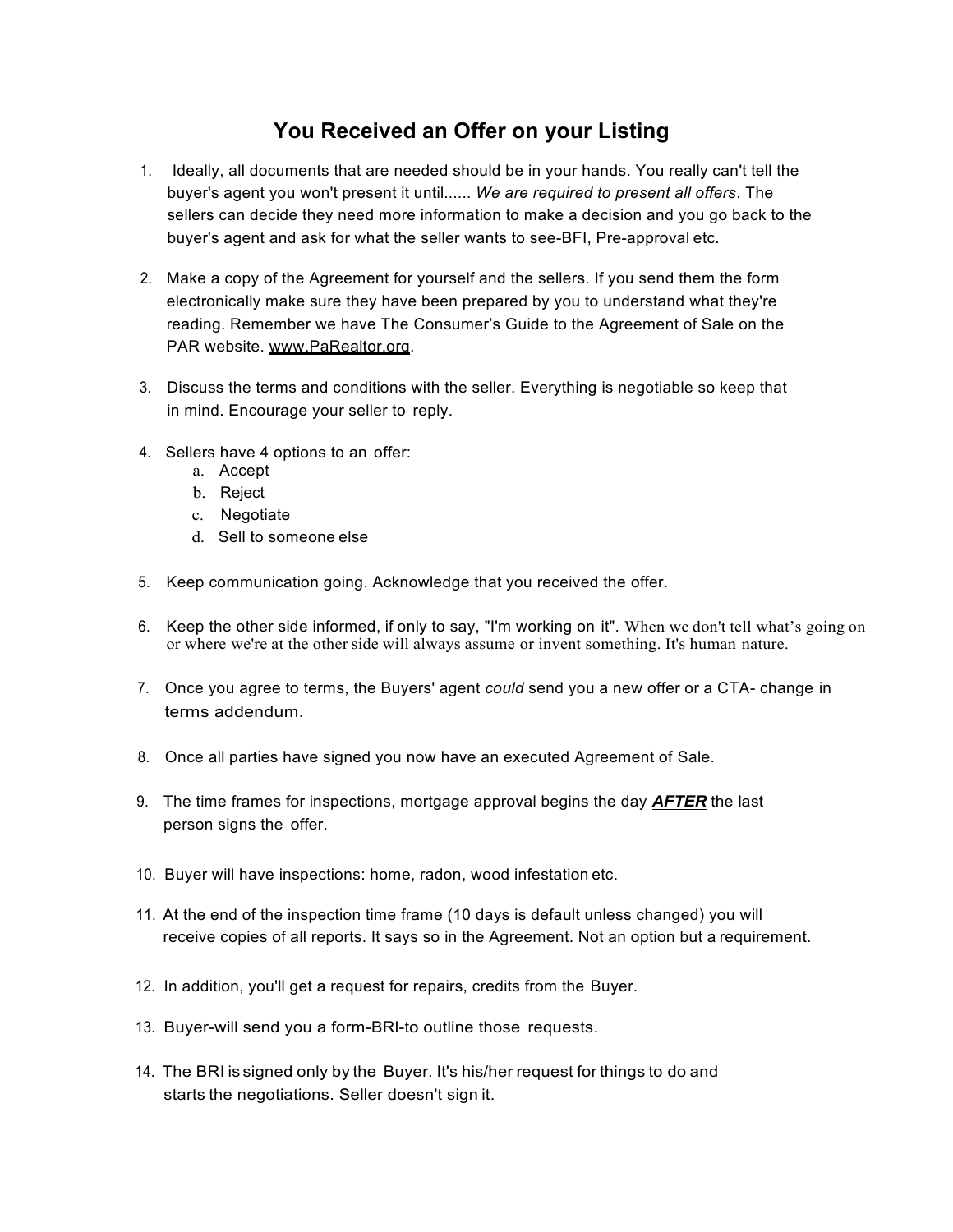# You Received an Offer on your Listing

1. Ideally, all documents that are needed should be in your hands. You really can't tell the buyer's agent you won't present it until...... *We are required to present all offers*. The sellers can decide they need more information to make a decision and you go back to the buyer's agent and ask for what the seller wants to see-BFI, Pre-approval etc.

2. Make a copy of the Agreement for yourself and the sellers. If you send them the form electronically make sure they have been prepared by you to understand what they're reading. Remember we have The Consumer's Guide to the Agreement of Sale on the PAR website. www.PaRealtor.org.

3. Discuss the terms and conditions with the seller. Everything is negotiable so keep that in mind. Encourage your seller to reply.

4. Sellers have 4 options to an offer:
   a. Accept
   b. Reject
   c. Negotiate
   d. Sell to someone else

5. Keep communication going. Acknowledge that you received the offer.

6. Keep the other side informed, if only to say, "I'm working on it". When we don't tell what's going on or where we're at the other side will always assume or invent something. It's human nature.

7. Once you agree to terms, the Buyers' agent *could* send you a new offer or a CTA- change in terms addendum.

8. Once all parties have signed you now have an executed Agreement of Sale.

9. The time frames for inspections, mortgage approval begins the day ***AFTER*** the last person signs the offer.

10. Buyer will have inspections: home, radon, wood infestation etc.

11. At the end of the inspection time frame (10 days is default unless changed) you will receive copies of all reports. It says so in the Agreement. Not an option but a requirement.

12. In addition, you'll get a request for repairs, credits from the Buyer.

13. Buyer-will send you a form-BRI-to outline those requests.

14. The BRI is signed only by the Buyer. It's his/her request for things to do and starts the negotiations. Seller doesn't sign it.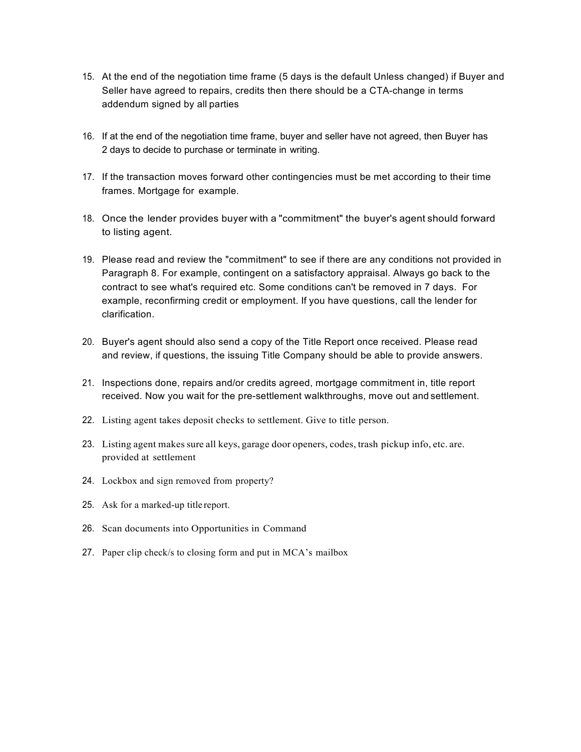15. At the end of the negotiation time frame (5 days is the default Unless changed) if Buyer and Seller have agreed to repairs, credits then there should be a CTA-change in terms addendum signed by all parties

16. If at the end of the negotiation time frame, buyer and seller have not agreed, then Buyer has 2 days to decide to purchase or terminate in writing.

17. If the transaction moves forward other contingencies must be met according to their time frames. Mortgage for example.

18. Once the lender provides buyer with a "commitment" the buyer's agent should forward to listing agent.

19. Please read and review the "commitment" to see if there are any conditions not provided in Paragraph 8. For example, contingent on a satisfactory appraisal. Always go back to the contract to see what's required etc. Some conditions can't be removed in 7 days. For example, reconfirming credit or employment. If you have questions, call the lender for clarification.

20. Buyer's agent should also send a copy of the Title Report once received. Please read and review, if questions, the issuing Title Company should be able to provide answers.

21. Inspections done, repairs and/or credits agreed, mortgage commitment in, title report received. Now you wait for the pre-settlement walkthroughs, move out and settlement.

22. Listing agent takes deposit checks to settlement. Give to title person.

23. Listing agent makes sure all keys, garage door openers, codes, trash pickup info, etc. are. provided at settlement

24. Lockbox and sign removed from property?

25. Ask for a marked-up title report.

26. Scan documents into Opportunities in Command

27. Paper clip check/s to closing form and put in MCA's mailbox